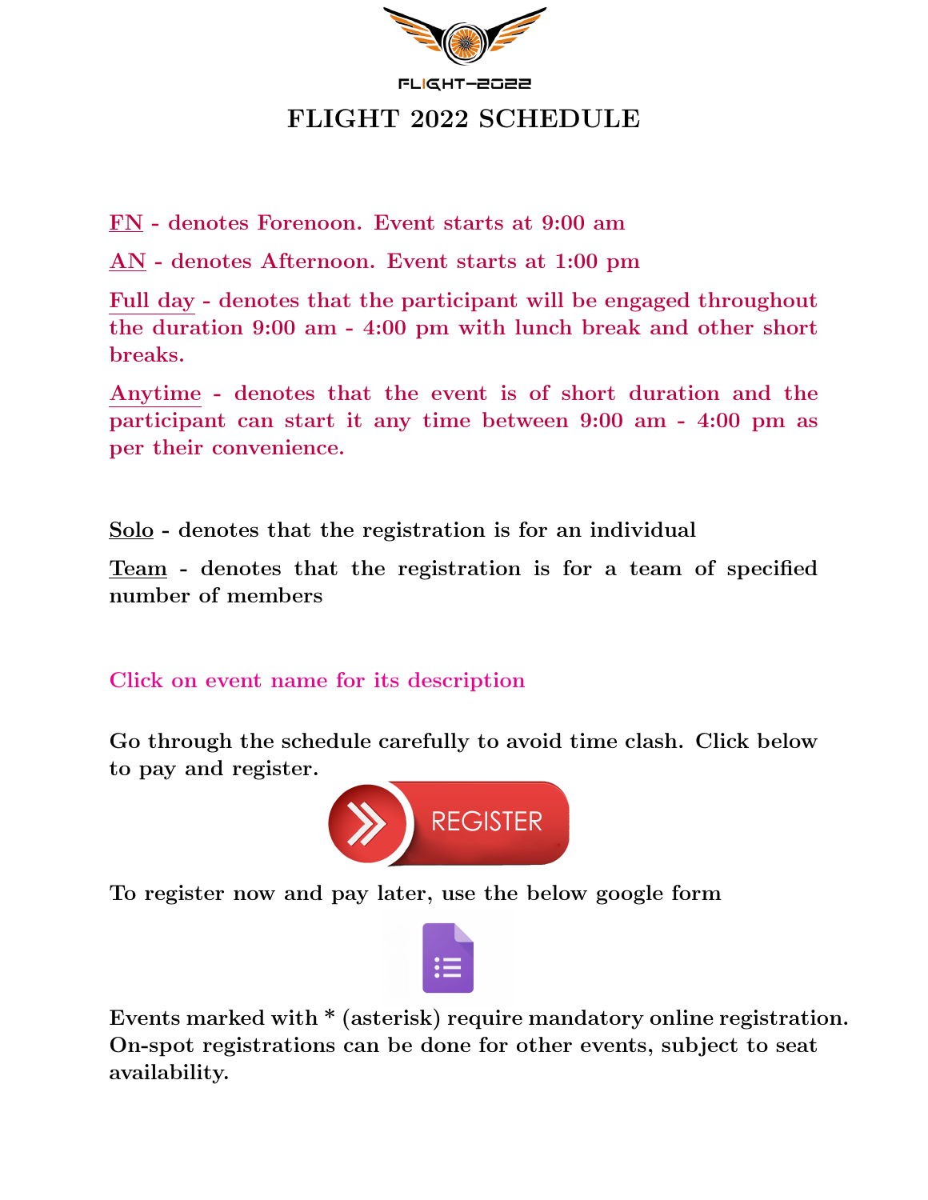FLIGHT-2022

# FLIGHT 2022 SCHEDULE

**FN - denotes Forenoon. Event starts at 9:00 am**

**AN - denotes Afternoon. Event starts at 1:00 pm**

**Full day - denotes that the participant will be engaged throughout the duration 9:00 am - 4:00 pm with lunch break and other short breaks.**

**Anytime - denotes that the event is of short duration and the participant can start it any time between 9:00 am - 4:00 pm as per their convenience.**

**Solo - denotes that the registration is for an individual**

**Team - denotes that the registration is for a team of specified number of members**

**Click on event name for its description**

**Go through the schedule carefully to avoid time clash. Click below to pay and register.**

REGISTER

**To register now and pay later, use the below google form**

**Events marked with * (asterisk) require mandatory online registration. On-spot registrations can be done for other events, subject to seat availability.**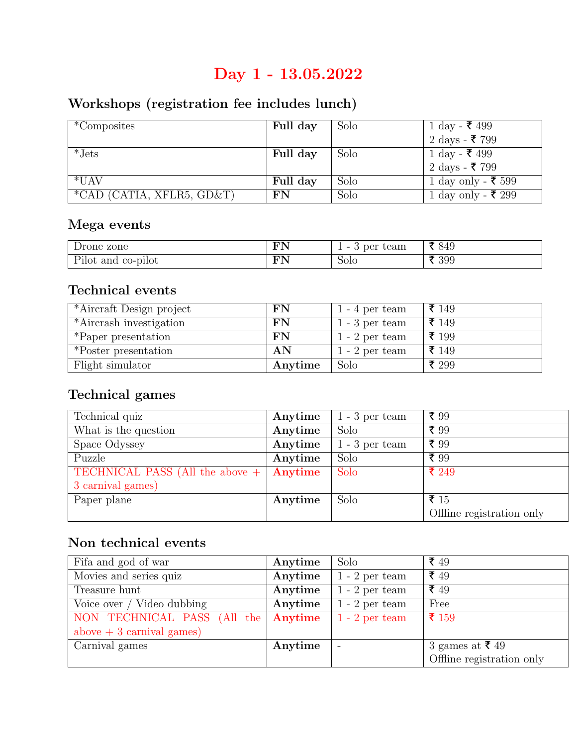# Day 1 - 13.05.2022

## Workshops (registration fee includes lunch)

| | | | |
|---|---|---|---|
| *Composites | **Full day** | Solo | 1 day - ₹ 499<br>2 days - ₹ 799 |
| *Jets | **Full day** | Solo | 1 day - ₹ 499<br>2 days - ₹ 799 |
| *UAV | **Full day** | Solo | 1 day only - ₹ 599 |
| *CAD (CATIA, XFLR5, GD&T) | **FN** | Solo | 1 day only - ₹ 299 |

## Mega events

| | | | |
|---|---|---|---|
| Drone zone | **FN** | 1 - 3 per team | ₹ 849 |
| Pilot and co-pilot | **FN** | Solo | ₹ 399 |

## Technical events

| | | | |
|---|---|---|---|
| *Aircraft Design project | **FN** | 1 - 4 per team | ₹ 149 |
| *Aircrash investigation | **FN** | 1 - 3 per team | ₹ 149 |
| *Paper presentation | **FN** | 1 - 2 per team | ₹ 199 |
| *Poster presentation | **AN** | 1 - 2 per team | ₹ 149 |
| Flight simulator | **Anytime** | Solo | ₹ 299 |

## Technical games

| | | | |
|---|---|---|---|
| Technical quiz | **Anytime** | 1 - 3 per team | ₹ 99 |
| What is the question | **Anytime** | Solo | ₹ 99 |
| Space Odyssey | **Anytime** | 1 - 3 per team | ₹ 99 |
| Puzzle | **Anytime** | Solo | ₹ 99 |
| TECHNICAL PASS (All the above + 3 carnival games) | **Anytime** | Solo | ₹ 249 |
| Paper plane | **Anytime** | Solo | ₹ 15<br>Offline registration only |

## Non technical events

| | | | |
|---|---|---|---|
| Fifa and god of war | **Anytime** | Solo | ₹ 49 |
| Movies and series quiz | **Anytime** | 1 - 2 per team | ₹ 49 |
| Treasure hunt | **Anytime** | 1 - 2 per team | ₹ 49 |
| Voice over / Video dubbing | **Anytime** | 1 - 2 per team | Free |
| NON TECHNICAL PASS (All the above + 3 carnival games) | **Anytime** | 1 - 2 per team | ₹ 159 |
| Carnival games | **Anytime** | - | 3 games at ₹ 49<br>Offline registration only |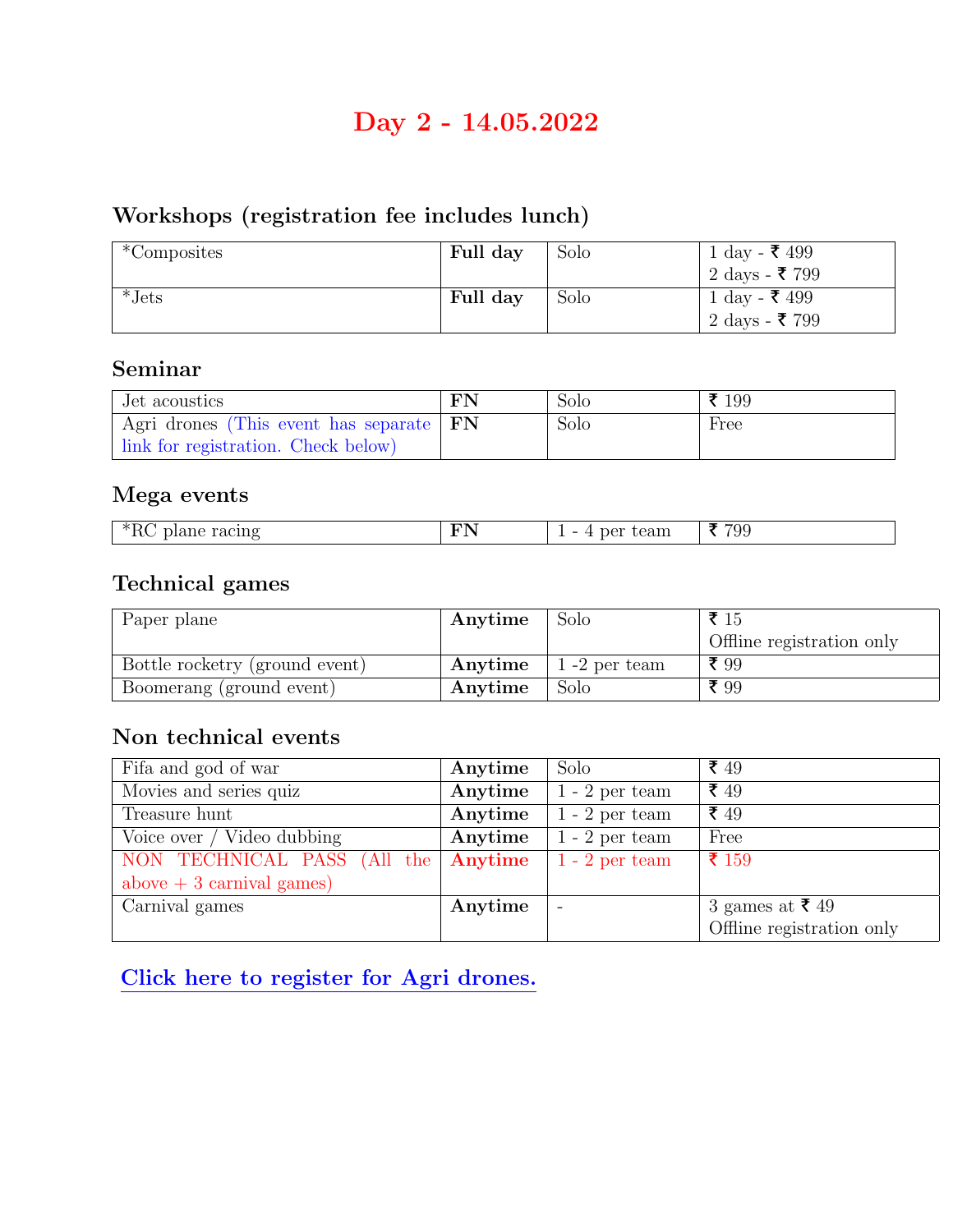# Day 2 - 14.05.2022

## Workshops (registration fee includes lunch)

| | | | |
|---|---|---|---|
| *Composites | **Full day** | Solo | 1 day - ₹ 499<br>2 days - ₹ 799 |
| *Jets | **Full day** | Solo | 1 day - ₹ 499<br>2 days - ₹ 799 |

## Seminar

| | | | |
|---|---|---|---|
| Jet acoustics | **FN** | Solo | ₹ 199 |
| Agri drones (This event has separate link for registration. Check below) | **FN** | Solo | Free |

## Mega events

| | | | |
|---|---|---|---|
| *RC plane racing | **FN** | 1 - 4 per team | ₹ 799 |

## Technical games

| | | | |
|---|---|---|---|
| Paper plane | **Anytime** | Solo | ₹ 15<br>Offline registration only |
| Bottle rocketry (ground event) | **Anytime** | 1 -2 per team | ₹ 99 |
| Boomerang (ground event) | **Anytime** | Solo | ₹ 99 |

## Non technical events

| | | | |
|---|---|---|---|
| Fifa and god of war | **Anytime** | Solo | ₹ 49 |
| Movies and series quiz | **Anytime** | 1 - 2 per team | ₹ 49 |
| Treasure hunt | **Anytime** | 1 - 2 per team | ₹ 49 |
| Voice over / Video dubbing | **Anytime** | 1 - 2 per team | Free |
| NON TECHNICAL PASS (All the above + 3 carnival games) | **Anytime** | 1 - 2 per team | ₹ 159 |
| Carnival games | **Anytime** | - | 3 games at ₹ 49<br>Offline registration only |

**Click here to register for Agri drones.**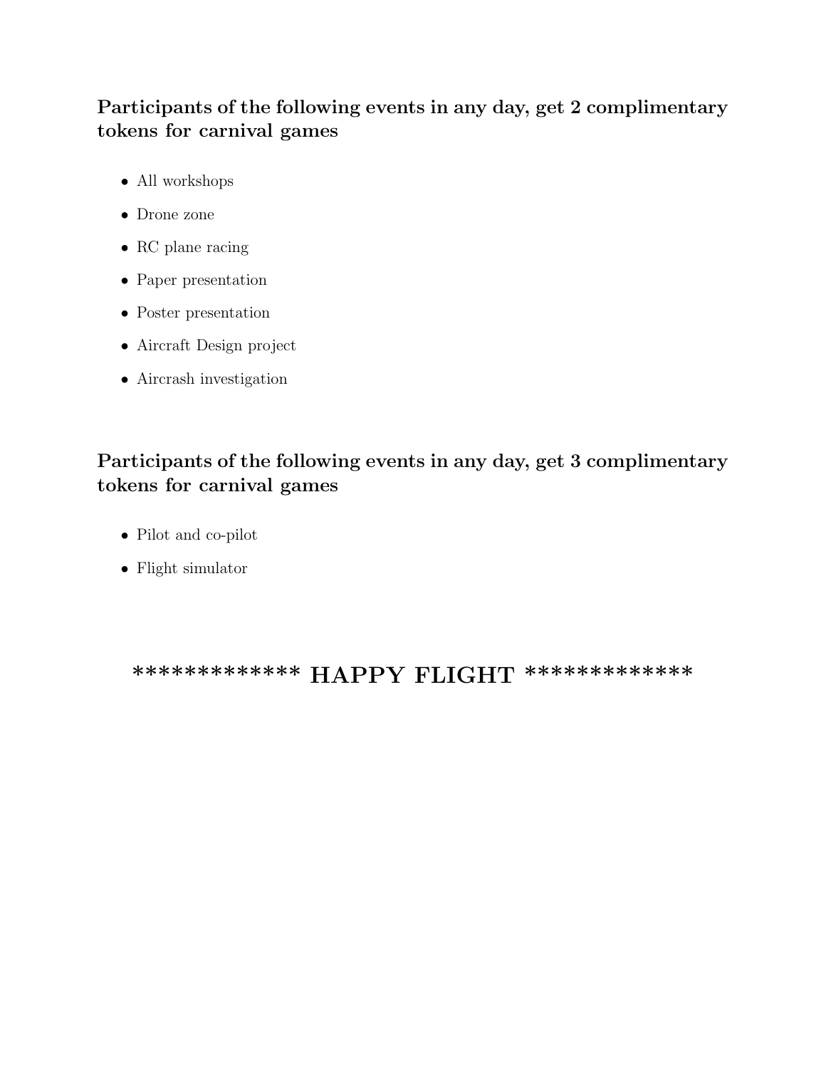**Participants of the following events in any day, get 2 complimentary tokens for carnival games**

- All workshops
- Drone zone
- RC plane racing
- Paper presentation
- Poster presentation
- Aircraft Design project
- Aircrash investigation

**Participants of the following events in any day, get 3 complimentary tokens for carnival games**

- Pilot and co-pilot
- Flight simulator

**************\*\*\*** HAPPY FLIGHT *************

**Participants of the following events in any day, get 2 complimentary tokens for carnival games**

- All workshops
- Drone zone
- RC plane racing
- Paper presentation
- Poster presentation
- Aircraft Design project
- Aircrash investigation

**Participants of the following events in any day, get 3 complimentary tokens for carnival games**

- Pilot and co-pilot
- Flight simulator

************* **HAPPY FLIGHT** *************